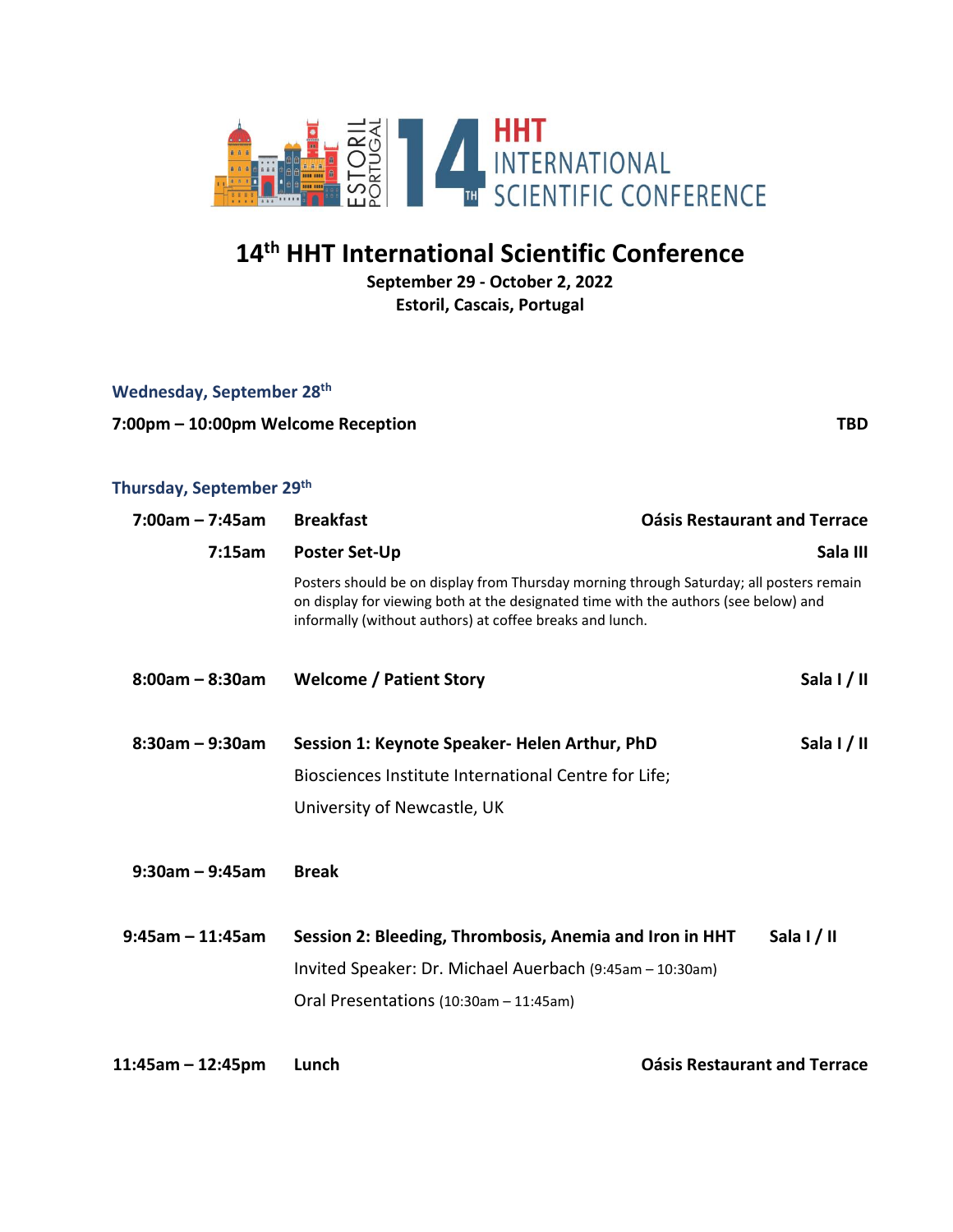# 14th HHT International Scientific Conference

**September 29 - October 2, 2022**
**Estoril, Cascais, Portugal**

## Wednesday, September 28th

**7:00pm – 10:00pm Welcome Reception** **TBD**

## Thursday, September 29th

**7:00am – 7:45am** **Breakfast** — **Oásis Restaurant and Terrace**

**7:15am** **Poster Set-Up** — **Sala III**

Posters should be on display from Thursday morning through Saturday; all posters remain on display for viewing both at the designated time with the authors (see below) and informally (without authors) at coffee breaks and lunch.

**8:00am – 8:30am** **Welcome / Patient Story** — **Sala I / II**

**8:30am – 9:30am** **Session 1: Keynote Speaker- Helen Arthur, PhD** — **Sala I / II**

Biosciences Institute International Centre for Life;

University of Newcastle, UK

**9:30am – 9:45am** **Break**

**9:45am – 11:45am** **Session 2: Bleeding, Thrombosis, Anemia and Iron in HHT** — **Sala I / II**

Invited Speaker: Dr. Michael Auerbach (9:45am – 10:30am)

Oral Presentations (10:30am – 11:45am)

**11:45am – 12:45pm** **Lunch** — **Oásis Restaurant and Terrace**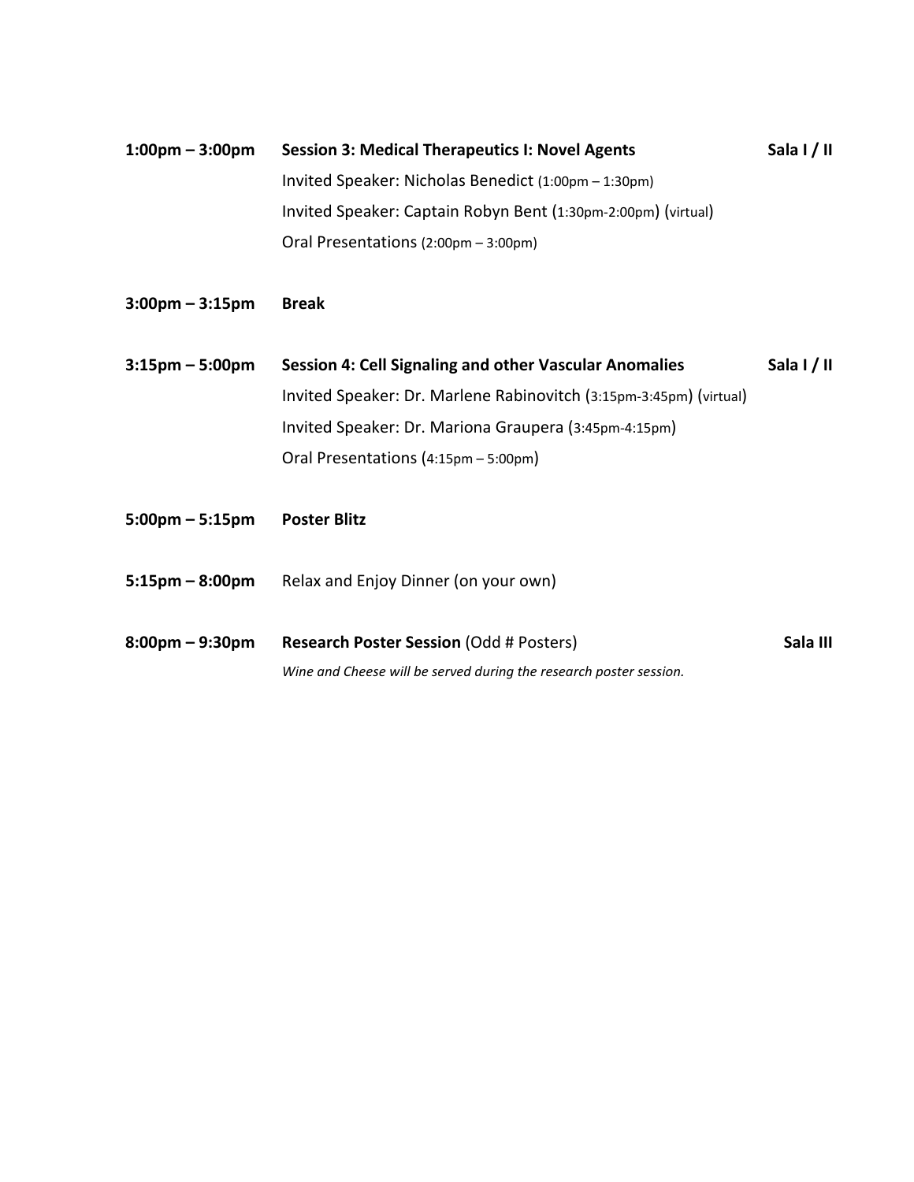**1:00pm – 3:00pm** **Session 3: Medical Therapeutics I: Novel Agents** **Sala I / II**

Invited Speaker: Nicholas Benedict (1:00pm – 1:30pm)

Invited Speaker: Captain Robyn Bent (1:30pm-2:00pm) (virtual)

Oral Presentations (2:00pm – 3:00pm)

**3:00pm – 3:15pm** **Break**

**3:15pm – 5:00pm** **Session 4: Cell Signaling and other Vascular Anomalies** **Sala I / II**

Invited Speaker: Dr. Marlene Rabinovitch (3:15pm-3:45pm) (virtual)

Invited Speaker: Dr. Mariona Graupera (3:45pm-4:15pm)

Oral Presentations (4:15pm – 5:00pm)

**5:00pm – 5:15pm** **Poster Blitz**

**5:15pm – 8:00pm** Relax and Enjoy Dinner (on your own)

**8:00pm – 9:30pm** **Research Poster Session** (Odd # Posters) **Sala III**

*Wine and Cheese will be served during the research poster session.*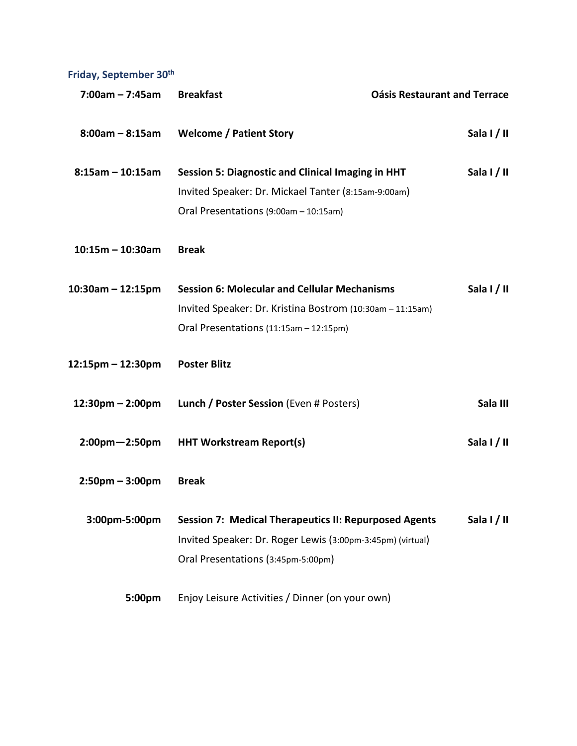### Friday, September 30th

| Time | Event | Location |
|---|---|---|
| **7:00am – 7:45am** | **Breakfast** | **Oásis Restaurant and Terrace** |
| **8:00am – 8:15am** | **Welcome / Patient Story** | **Sala I / II** |
| **8:15am – 10:15am** | **Session 5: Diagnostic and Clinical Imaging in HHT**<br>Invited Speaker: Dr. Mickael Tanter (8:15am-9:00am)<br>Oral Presentations (9:00am – 10:15am) | **Sala I / II** |
| **10:15m – 10:30am** | **Break** | |
| **10:30am – 12:15pm** | **Session 6: Molecular and Cellular Mechanisms**<br>Invited Speaker: Dr. Kristina Bostrom (10:30am – 11:15am)<br>Oral Presentations (11:15am – 12:15pm) | **Sala I / II** |
| **12:15pm – 12:30pm** | **Poster Blitz** | |
| **12:30pm – 2:00pm** | **Lunch / Poster Session** (Even # Posters) | **Sala III** |
| **2:00pm—2:50pm** | **HHT Workstream Report(s)** | **Sala I / II** |
| **2:50pm – 3:00pm** | **Break** | |
| **3:00pm-5:00pm** | **Session 7: Medical Therapeutics II: Repurposed Agents**<br>Invited Speaker: Dr. Roger Lewis (3:00pm-3:45pm) (virtual)<br>Oral Presentations (3:45pm-5:00pm) | **Sala I / II** |
| **5:00pm** | Enjoy Leisure Activities / Dinner (on your own) | |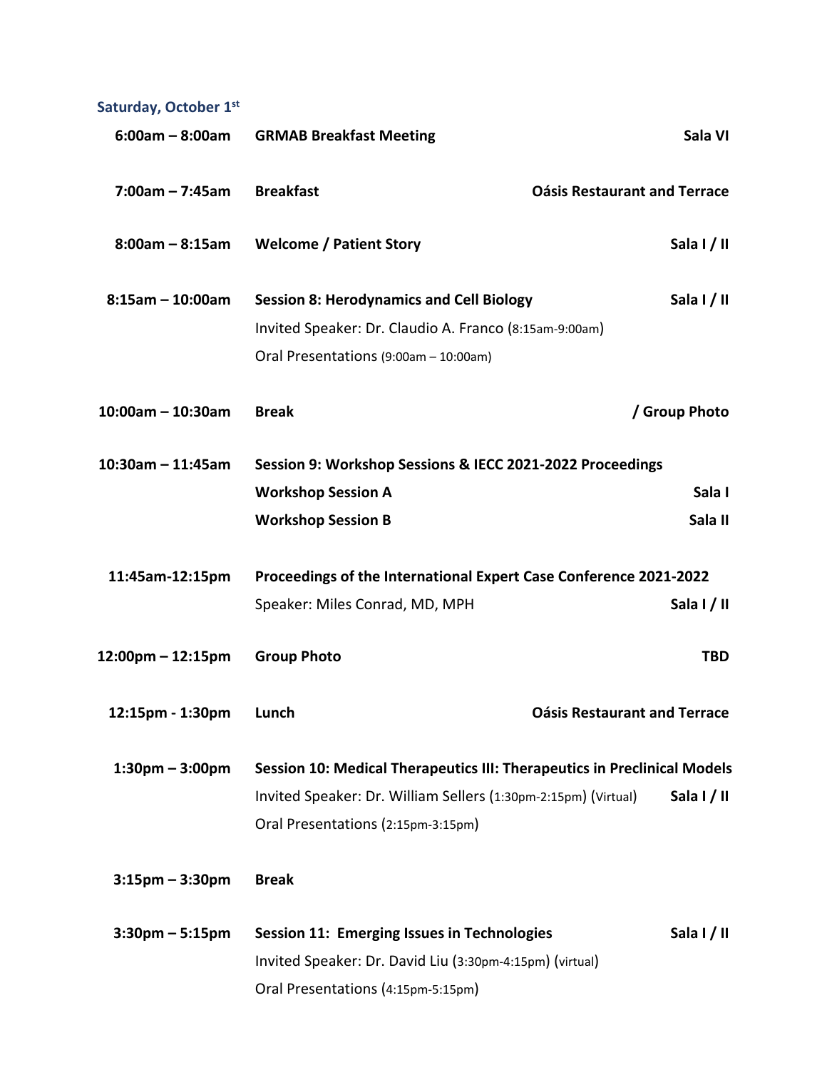### Saturday, October 1st

| Time | Event | Location |
|---|---|---|
| 6:00am – 8:00am | **GRMAB Breakfast Meeting** | **Sala VI** |
| 7:00am – 7:45am | **Breakfast** | **Oásis Restaurant and Terrace** |
| 8:00am – 8:15am | **Welcome / Patient Story** | **Sala I / II** |
| 8:15am – 10:00am | **Session 8: Herodynamics and Cell Biology**<br>Invited Speaker: Dr. Claudio A. Franco (8:15am-9:00am)<br>Oral Presentations (9:00am – 10:00am) | **Sala I / II** |
| 10:00am – 10:30am | **Break** | **/ Group Photo** |
| 10:30am – 11:45am | **Session 9: Workshop Sessions & IECC 2021-2022 Proceedings**<br>**Workshop Session A**<br>**Workshop Session B** | <br>**Sala I**<br>**Sala II** |
| 11:45am-12:15pm | **Proceedings of the International Expert Case Conference 2021-2022**<br>Speaker: Miles Conrad, MD, MPH | <br>**Sala I / II** |
| 12:00pm – 12:15pm | **Group Photo** | **TBD** |
| 12:15pm - 1:30pm | **Lunch** | **Oásis Restaurant and Terrace** |
| 1:30pm – 3:00pm | **Session 10: Medical Therapeutics III: Therapeutics in Preclinical Models**<br>Invited Speaker: Dr. William Sellers (1:30pm-2:15pm) (Virtual)<br>Oral Presentations (2:15pm-3:15pm) | <br>**Sala I / II** |
| 3:15pm – 3:30pm | **Break** | |
| 3:30pm – 5:15pm | **Session 11: Emerging Issues in Technologies**<br>Invited Speaker: Dr. David Liu (3:30pm-4:15pm) (virtual)<br>Oral Presentations (4:15pm-5:15pm) | **Sala I / II** |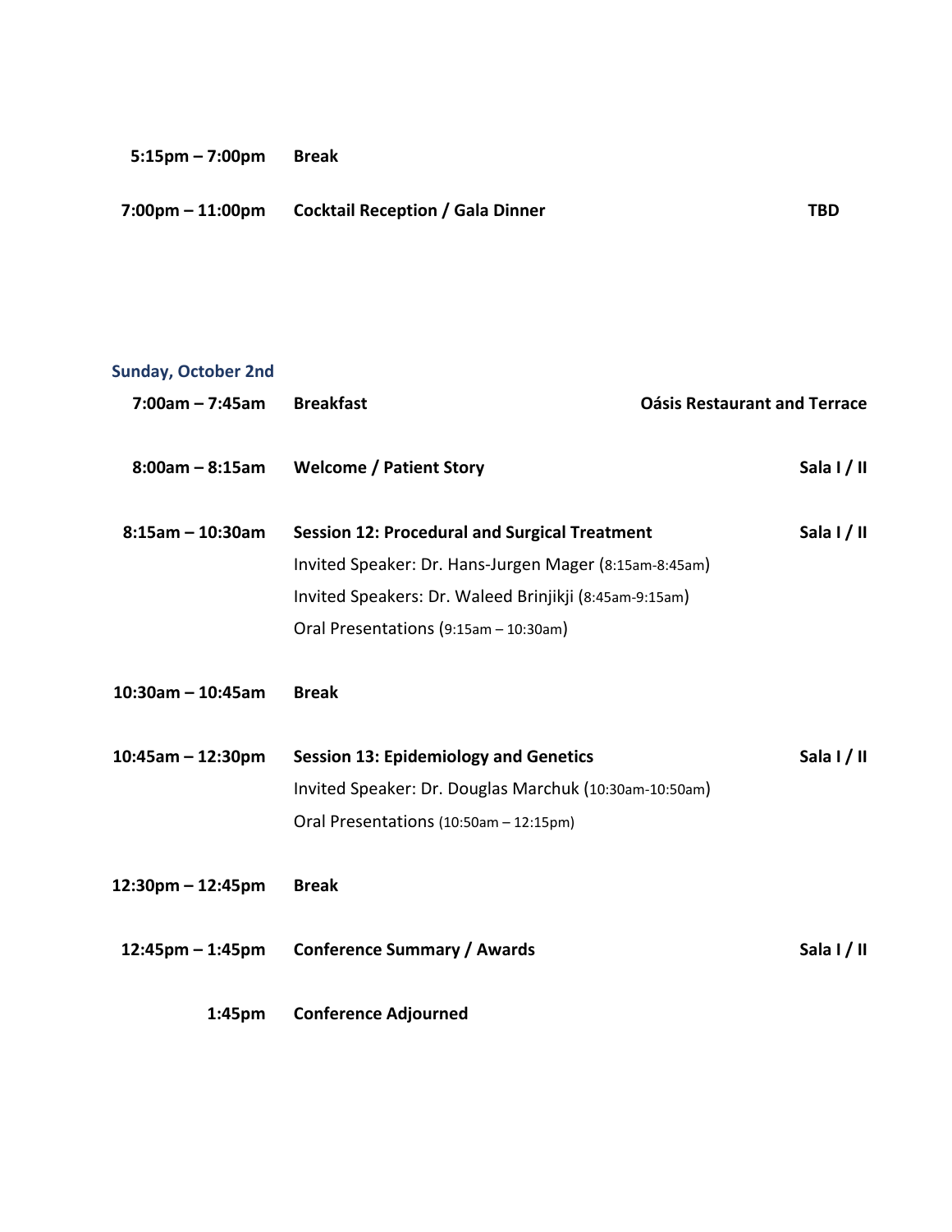| | | |
|---|---|---|
| **5:15pm – 7:00pm** | **Break** | |
| **7:00pm – 11:00pm** | **Cocktail Reception / Gala Dinner** | **TBD** |

### Sunday, October 2nd

| | | |
|---|---|---|
| **7:00am – 7:45am** | **Breakfast** | **Oásis Restaurant and Terrace** |
| **8:00am – 8:15am** | **Welcome / Patient Story** | **Sala I / II** |
| **8:15am – 10:30am** | **Session 12: Procedural and Surgical Treatment**<br>Invited Speaker: Dr. Hans-Jurgen Mager (8:15am-8:45am)<br>Invited Speakers: Dr. Waleed Brinjikji (8:45am-9:15am)<br>Oral Presentations (9:15am – 10:30am) | **Sala I / II** |
| **10:30am – 10:45am** | **Break** | |
| **10:45am – 12:30pm** | **Session 13: Epidemiology and Genetics**<br>Invited Speaker: Dr. Douglas Marchuk (10:30am-10:50am)<br>Oral Presentations (10:50am – 12:15pm) | **Sala I / II** |
| **12:30pm – 12:45pm** | **Break** | |
| **12:45pm – 1:45pm** | **Conference Summary / Awards** | **Sala I / II** |
| **1:45pm** | **Conference Adjourned** | |